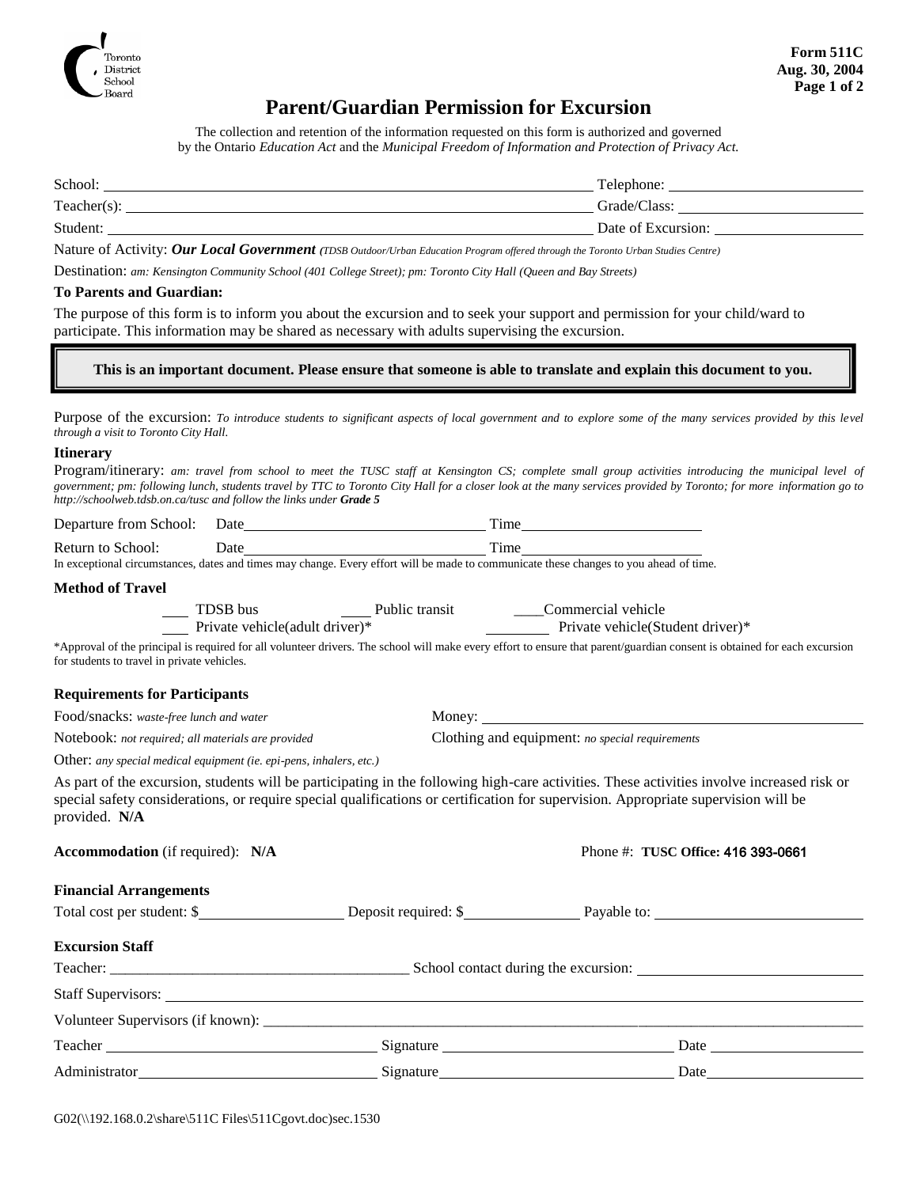Toronto District School Board

**Form 511C**
**Aug. 30, 2004**

# Parent/Guardian Permission for Excursion

The collection and retention of the information requested on this form is authorized and governed by the Ontario *Education Act* and the *Municipal Freedom of Information and Protection of Privacy Act.*

School: ______________________________ Telephone: ______________

Teacher(s): ______________________________ Grade/Class: ______________

Student: ______________________________ Date of Excursion: ______________

Nature of Activity: ***Our Local Government*** *(TDSB Outdoor/Urban Education Program offered through the Toronto Urban Studies Centre)*

Destination: *am: Kensington Community School (401 College Street); pm: Toronto City Hall (Queen and Bay Streets)*

**To Parents and Guardian:**

The purpose of this form is to inform you about the excursion and to seek your support and permission for your child/ward to participate. This information may be shared as necessary with adults supervising the excursion.

> **This is an important document. Please ensure that someone is able to translate and explain this document to you.**

Purpose of the excursion: *To introduce students to significant aspects of local government and to explore some of the many services provided by this level through a visit to Toronto City Hall.*

**Itinerary**

Program/itinerary: *am: travel from school to meet the TUSC staff at Kensington CS; complete small group activities introducing the municipal level of government; pm: following lunch, students travel by TTC to Toronto City Hall for a closer look at the many services provided by Toronto; for more information go to http://schoolweb.tdsb.on.ca/tusc and follow the links under* ***Grade 5***

Departure from School: Date ______________ Time ______________

Return to School: Date ______________ Time ______________

In exceptional circumstances, dates and times may change. Every effort will be made to communicate these changes to you ahead of time.

**Method of Travel**

___ TDSB bus ___ Public transit ___ Commercial vehicle
___ Private vehicle(adult driver)* ___ Private vehicle(Student driver)*

*Approval of the principal is required for all volunteer drivers. The school will make every effort to ensure that parent/guardian consent is obtained for each excursion for students to travel in private vehicles.

**Requirements for Participants**

Food/snacks: *waste-free lunch and water*

Money: ______________

Notebook: *not required; all materials are provided*

Clothing and equipment: *no special requirements*

Other: *any special medical equipment (ie. epi-pens, inhalers, etc.)*

As part of the excursion, students will be participating in the following high-care activities. These activities involve increased risk or special safety considerations, or require special qualifications or certification for supervision. Appropriate supervision will be provided. **N/A**

**Accommodation** (if required): **N/A** Phone #: **TUSC Office:** 416 393-0661

**Financial Arrangements**

Total cost per student: $__________ Deposit required: $__________ Payable to: __________

**Excursion Staff**

Teacher: ______________________ School contact during the excursion: ______________________

Staff Supervisors: ______________________

Volunteer Supervisors (if known): ______________________

Teacher ______________ Signature ______________ Date ______________

Administrator ______________ Signature ______________ Date ______________

G02(\\192.168.0.2\share\511C Files\511Cgovt.doc)sec.1530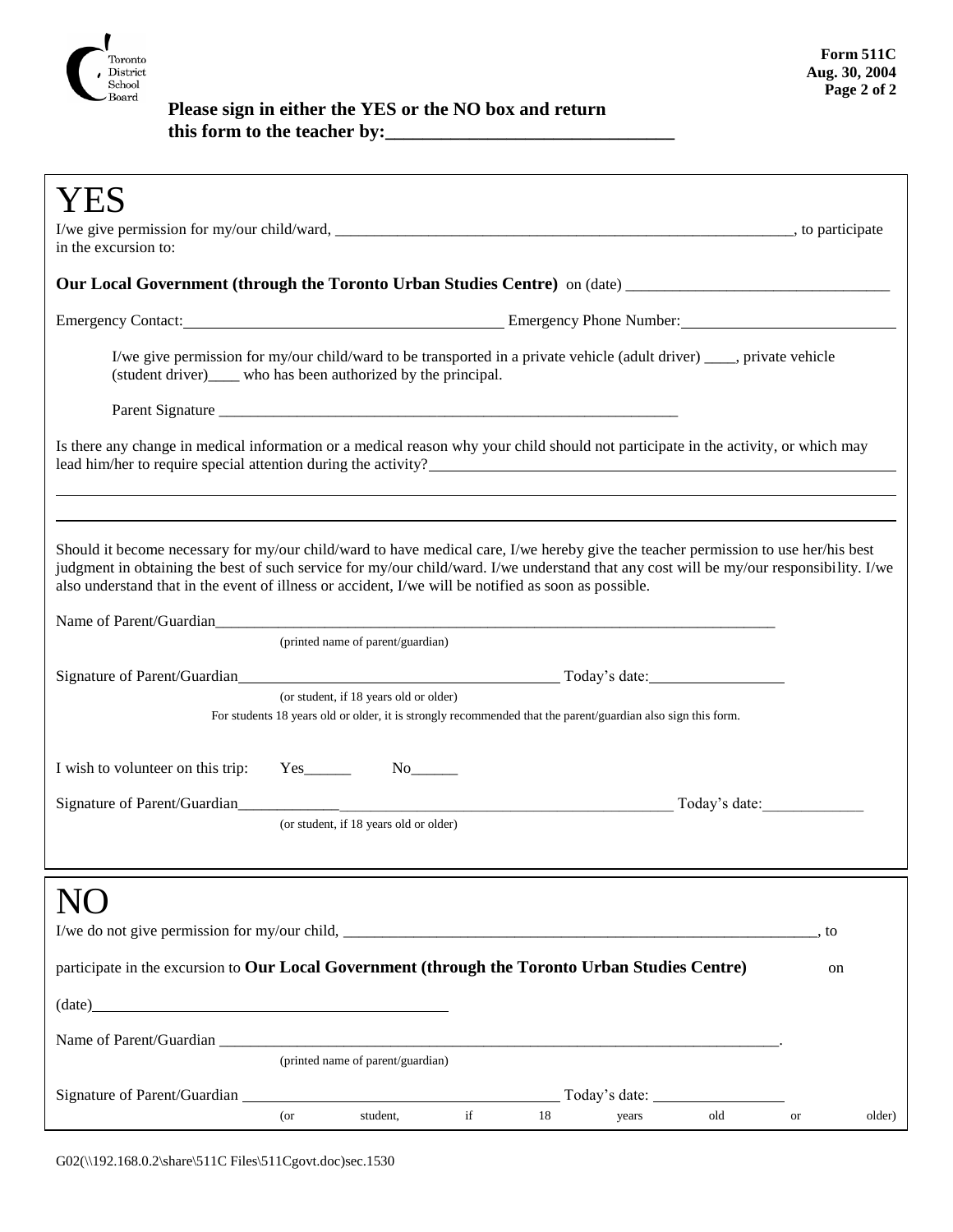**Please sign in either the YES or the NO box and return this form to the teacher by:\_\_\_\_\_\_\_\_\_\_\_\_\_\_\_\_\_\_\_\_\_\_\_\_\_\_\_\_\_\_**

# YES

I/we give permission for my/our child/ward, \_\_\_\_\_\_\_\_\_\_\_\_\_\_\_\_\_\_\_\_\_\_\_\_\_\_\_\_\_\_\_\_\_\_\_\_\_\_\_\_\_\_\_\_\_\_\_\_\_\_\_\_\_\_\_\_\_\_\_\_, to participate in the excursion to:

**Our Local Government (through the Toronto Urban Studies Centre)** on (date) \_\_\_\_\_\_\_\_\_\_\_\_\_\_\_\_\_\_\_\_\_\_\_\_\_\_\_\_\_\_\_\_\_

Emergency Contact: \_\_\_\_\_\_\_\_\_\_\_\_\_\_\_\_\_\_\_\_\_\_\_\_\_\_\_\_\_\_\_\_\_\_\_\_\_\_\_\_ Emergency Phone Number: \_\_\_\_\_\_\_\_\_\_\_\_\_\_\_\_\_\_\_\_\_\_\_\_\_\_\_\_

I/we give permission for my/our child/ward to be transported in a private vehicle (adult driver) \_\_\_\_, private vehicle (student driver)\_\_\_\_ who has been authorized by the principal.

Parent Signature \_\_\_\_\_\_\_\_\_\_\_\_\_\_\_\_\_\_\_\_\_\_\_\_\_\_\_\_\_\_\_\_\_\_\_\_\_\_\_\_\_\_\_\_\_\_\_\_\_\_\_\_\_\_\_\_\_\_\_\_

Is there any change in medical information or a medical reason why your child should not participate in the activity, or which may lead him/her to require special attention during the activity? \_\_\_\_\_\_\_\_\_\_\_\_\_\_\_\_\_\_\_\_\_\_\_\_\_\_\_\_\_\_\_\_\_\_\_\_\_\_\_\_\_\_\_\_\_\_\_\_\_\_\_\_\_\_\_\_\_\_\_\_\_\_\_\_\_\_\_\_\_\_\_\_

\_\_\_\_\_\_\_\_\_\_\_\_\_\_\_\_\_\_\_\_\_\_\_\_\_\_\_\_\_\_\_\_\_\_\_\_\_\_\_\_\_\_\_\_\_\_\_\_\_\_\_\_\_\_\_\_\_\_\_\_\_\_\_\_\_\_\_\_\_\_\_\_\_\_\_\_\_\_\_\_\_\_\_\_\_\_\_\_\_\_\_\_\_\_\_\_\_\_\_\_\_\_\_\_\_\_\_\_\_\_\_\_\_\_\_\_

\_\_\_\_\_\_\_\_\_\_\_\_\_\_\_\_\_\_\_\_\_\_\_\_\_\_\_\_\_\_\_\_\_\_\_\_\_\_\_\_\_\_\_\_\_\_\_\_\_\_\_\_\_\_\_\_\_\_\_\_\_\_\_\_\_\_\_\_\_\_\_\_\_\_\_\_\_\_\_\_\_\_\_\_\_\_\_\_\_\_\_\_\_\_\_\_\_\_\_\_\_\_\_\_\_\_\_\_\_\_\_\_\_\_\_\_

Should it become necessary for my/our child/ward to have medical care, I/we hereby give the teacher permission to use her/his best judgment in obtaining the best of such service for my/our child/ward. I/we understand that any cost will be my/our responsibility. I/we also understand that in the event of illness or accident, I/we will be notified as soon as possible.

Name of Parent/Guardian\_\_\_\_\_\_\_\_\_\_\_\_\_\_\_\_\_\_\_\_\_\_\_\_\_\_\_\_\_\_\_\_\_\_\_\_\_\_\_\_\_\_\_\_\_\_\_\_\_\_\_\_\_\_\_\_\_\_\_\_\_\_\_\_\_\_\_\_\_\_\_\_\_\_
(printed name of parent/guardian)

Signature of Parent/Guardian\_\_\_\_\_\_\_\_\_\_\_\_\_\_\_\_\_\_\_\_\_\_\_\_\_\_\_\_\_\_\_\_\_\_\_\_\_\_\_\_\_\_\_ Today's date:\_\_\_\_\_\_\_\_\_\_\_\_\_\_\_\_\_
(or student, if 18 years old or older)
For students 18 years old or older, it is strongly recommended that the parent/guardian also sign this form.

I wish to volunteer on this trip: Yes\_\_\_\_\_\_ No\_\_\_\_\_\_

Signature of Parent/Guardian\_\_\_\_\_\_\_\_\_\_\_\_\_\_\_\_\_\_\_\_\_\_\_\_\_\_\_\_\_\_\_\_\_\_\_\_\_\_\_\_\_\_\_\_\_\_\_\_\_\_\_\_\_\_\_ Today's date:\_\_\_\_\_\_\_\_\_\_\_\_\_
(or student, if 18 years old or older)

# NO

I/we do not give permission for my/our child, \_\_\_\_\_\_\_\_\_\_\_\_\_\_\_\_\_\_\_\_\_\_\_\_\_\_\_\_\_\_\_\_\_\_\_\_\_\_\_\_\_\_\_\_\_\_\_\_\_\_\_\_\_\_\_\_\_\_\_\_\_\_, to participate in the excursion to **Our Local Government (through the Toronto Urban Studies Centre)** on (date)\_\_\_\_\_\_\_\_\_\_\_\_\_\_\_\_\_\_\_\_\_\_\_\_\_\_\_\_\_\_\_\_\_\_\_\_\_\_\_\_\_\_\_\_

Name of Parent/Guardian \_\_\_\_\_\_\_\_\_\_\_\_\_\_\_\_\_\_\_\_\_\_\_\_\_\_\_\_\_\_\_\_\_\_\_\_\_\_\_\_\_\_\_\_\_\_\_\_\_\_\_\_\_\_\_\_\_\_\_\_\_\_\_\_\_\_\_\_\_\_\_\_\_.
(printed name of parent/guardian)

Signature of Parent/Guardian \_\_\_\_\_\_\_\_\_\_\_\_\_\_\_\_\_\_\_\_\_\_\_\_\_\_\_\_\_\_\_\_\_\_\_\_\_\_\_ Today's date: \_\_\_\_\_\_\_\_\_\_\_\_\_\_\_\_\_
(or student, if 18 years old or older)

G02(\\192.168.0.2\share\511C Files\511Cgovt.doc)sec.1530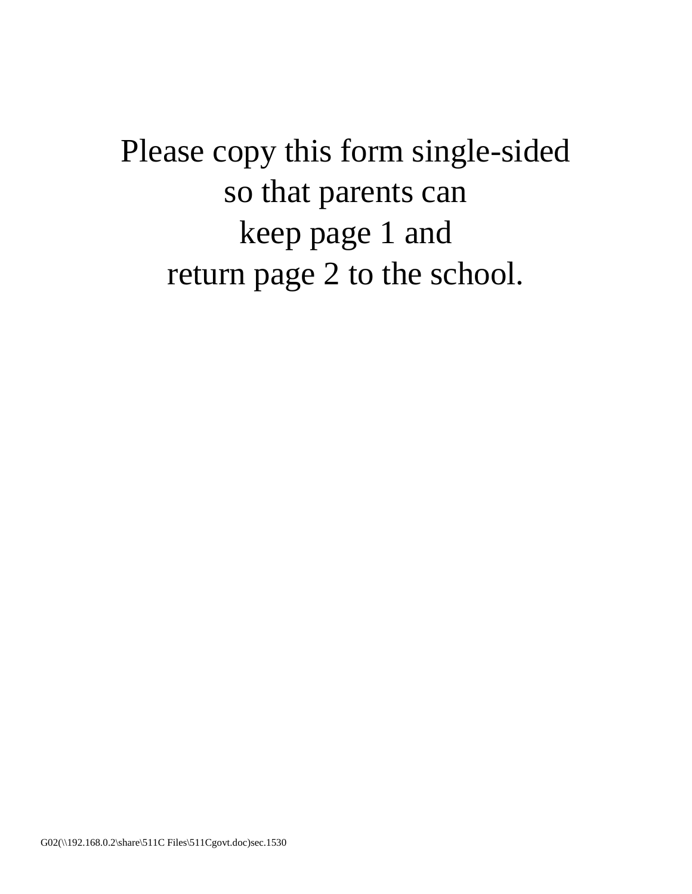Please copy this form single-sided
so that parents can
keep page 1 and
return page 2 to the school.